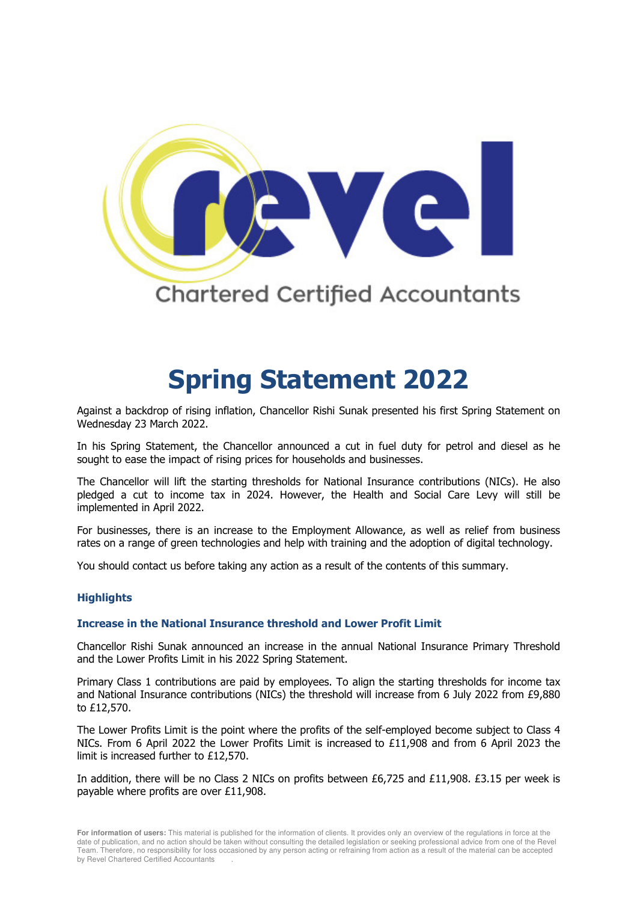revel

Chartered Certified Accountants

# Spring Statement 2022

Against a backdrop of rising inflation, Chancellor Rishi Sunak presented his first Spring Statement on Wednesday 23 March 2022.

In his Spring Statement, the Chancellor announced a cut in fuel duty for petrol and diesel as he sought to ease the impact of rising prices for households and businesses.

The Chancellor will lift the starting thresholds for National Insurance contributions (NICs). He also pledged a cut to income tax in 2024. However, the Health and Social Care Levy will still be implemented in April 2022.

For businesses, there is an increase to the Employment Allowance, as well as relief from business rates on a range of green technologies and help with training and the adoption of digital technology.

You should contact us before taking any action as a result of the contents of this summary.

## Highlights

### Increase in the National Insurance threshold and Lower Profit Limit

Chancellor Rishi Sunak announced an increase in the annual National Insurance Primary Threshold and the Lower Profits Limit in his 2022 Spring Statement.

Primary Class 1 contributions are paid by employees. To align the starting thresholds for income tax and National Insurance contributions (NICs) the threshold will increase from 6 July 2022 from £9,880 to £12,570.

The Lower Profits Limit is the point where the profits of the self-employed become subject to Class 4 NICs. From 6 April 2022 the Lower Profits Limit is increased to £11,908 and from 6 April 2023 the limit is increased further to £12,570.

In addition, there will be no Class 2 NICs on profits between £6,725 and £11,908. £3.15 per week is payable where profits are over £11,908.

**For information of users:** This material is published for the information of clients. It provides only an overview of the regulations in force at the date of publication, and no action should be taken without consulting the detailed legislation or seeking professional advice from one of the Revel Team. Therefore, no responsibility for loss occasioned by any person acting or refraining from action as a result of the material can be accepted by Revel Chartered Certified Accountants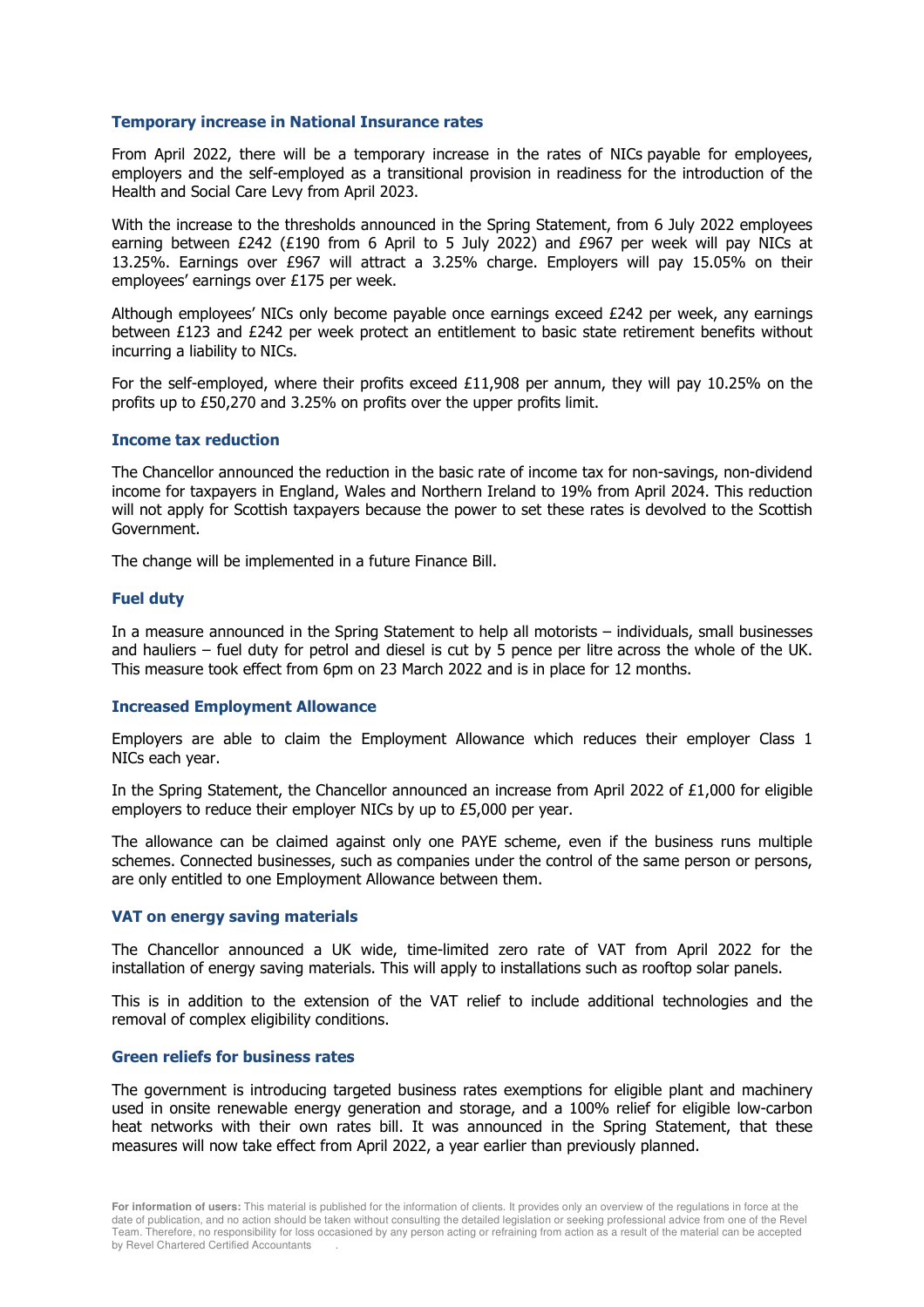## Temporary increase in National Insurance rates

From April 2022, there will be a temporary increase in the rates of NICs payable for employees, employers and the self-employed as a transitional provision in readiness for the introduction of the Health and Social Care Levy from April 2023.

With the increase to the thresholds announced in the Spring Statement, from 6 July 2022 employees earning between £242 (£190 from 6 April to 5 July 2022) and £967 per week will pay NICs at 13.25%. Earnings over £967 will attract a 3.25% charge. Employers will pay 15.05% on their employees' earnings over £175 per week.

Although employees' NICs only become payable once earnings exceed £242 per week, any earnings between £123 and £242 per week protect an entitlement to basic state retirement benefits without incurring a liability to NICs.

For the self-employed, where their profits exceed £11,908 per annum, they will pay 10.25% on the profits up to £50,270 and 3.25% on profits over the upper profits limit.

## Income tax reduction

The Chancellor announced the reduction in the basic rate of income tax for non-savings, non-dividend income for taxpayers in England, Wales and Northern Ireland to 19% from April 2024. This reduction will not apply for Scottish taxpayers because the power to set these rates is devolved to the Scottish Government.

The change will be implemented in a future Finance Bill.

## Fuel duty

In a measure announced in the Spring Statement to help all motorists – individuals, small businesses and hauliers – fuel duty for petrol and diesel is cut by 5 pence per litre across the whole of the UK. This measure took effect from 6pm on 23 March 2022 and is in place for 12 months.

## Increased Employment Allowance

Employers are able to claim the Employment Allowance which reduces their employer Class 1 NICs each year.

In the Spring Statement, the Chancellor announced an increase from April 2022 of £1,000 for eligible employers to reduce their employer NICs by up to £5,000 per year.

The allowance can be claimed against only one PAYE scheme, even if the business runs multiple schemes. Connected businesses, such as companies under the control of the same person or persons, are only entitled to one Employment Allowance between them.

## VAT on energy saving materials

The Chancellor announced a UK wide, time-limited zero rate of VAT from April 2022 for the installation of energy saving materials. This will apply to installations such as rooftop solar panels.

This is in addition to the extension of the VAT relief to include additional technologies and the removal of complex eligibility conditions.

## Green reliefs for business rates

The government is introducing targeted business rates exemptions for eligible plant and machinery used in onsite renewable energy generation and storage, and a 100% relief for eligible low-carbon heat networks with their own rates bill. It was announced in the Spring Statement, that these measures will now take effect from April 2022, a year earlier than previously planned.

**For information of users:** This material is published for the information of clients. It provides only an overview of the regulations in force at the date of publication, and no action should be taken without consulting the detailed legislation or seeking professional advice from one of the Revel Team. Therefore, no responsibility for loss occasioned by any person acting or refraining from action as a result of the material can be accepted by Revel Chartered Certified Accountants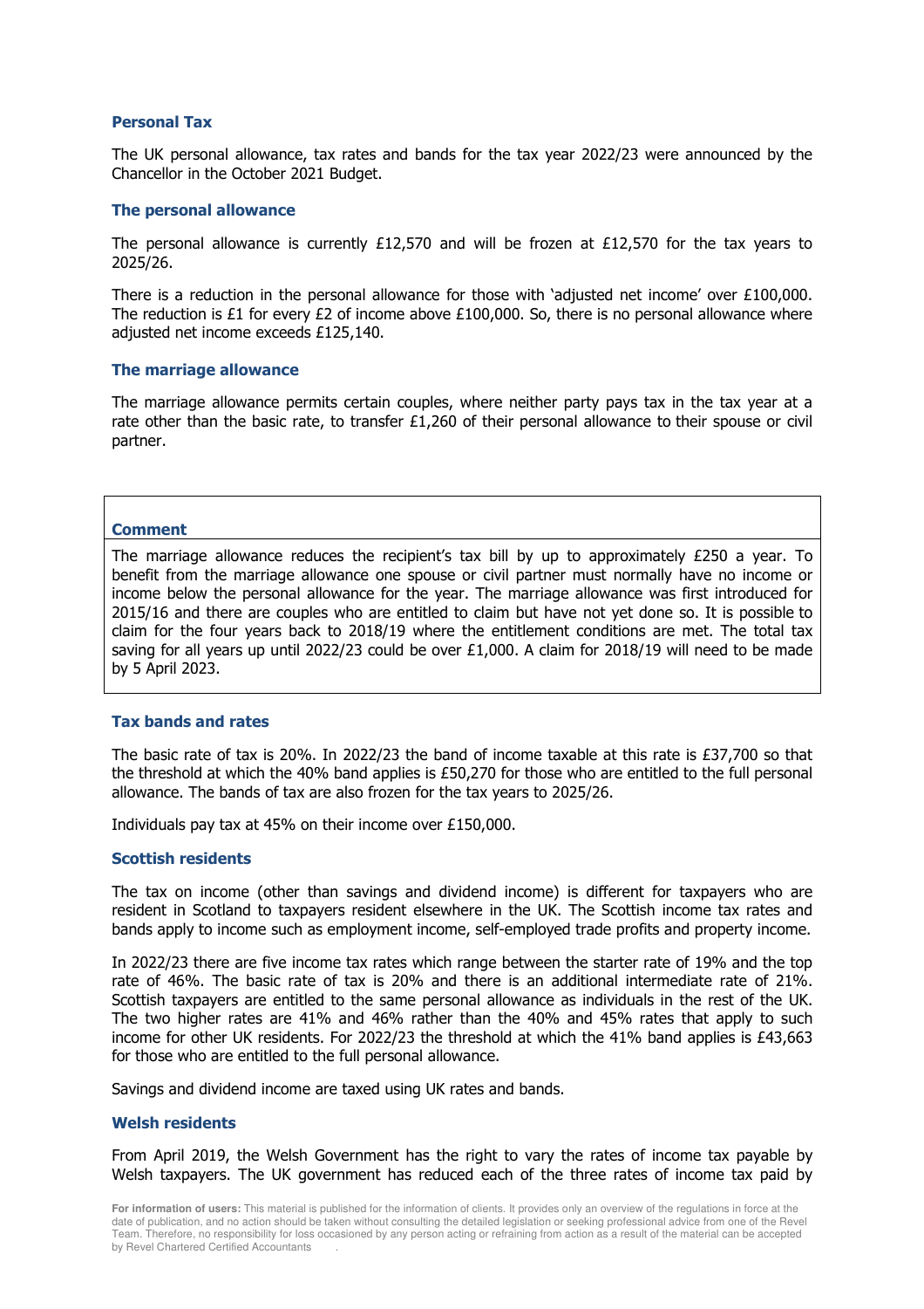## Personal Tax

The UK personal allowance, tax rates and bands for the tax year 2022/23 were announced by the Chancellor in the October 2021 Budget.

### The personal allowance

The personal allowance is currently £12,570 and will be frozen at £12,570 for the tax years to 2025/26.

There is a reduction in the personal allowance for those with 'adjusted net income' over £100,000. The reduction is £1 for every £2 of income above £100,000. So, there is no personal allowance where adjusted net income exceeds £125,140.

### The marriage allowance

The marriage allowance permits certain couples, where neither party pays tax in the tax year at a rate other than the basic rate, to transfer £1,260 of their personal allowance to their spouse or civil partner.

> **Comment**
>
> The marriage allowance reduces the recipient's tax bill by up to approximately £250 a year. To benefit from the marriage allowance one spouse or civil partner must normally have no income or income below the personal allowance for the year. The marriage allowance was first introduced for 2015/16 and there are couples who are entitled to claim but have not yet done so. It is possible to claim for the four years back to 2018/19 where the entitlement conditions are met. The total tax saving for all years up until 2022/23 could be over £1,000. A claim for 2018/19 will need to be made by 5 April 2023.

### Tax bands and rates

The basic rate of tax is 20%. In 2022/23 the band of income taxable at this rate is £37,700 so that the threshold at which the 40% band applies is £50,270 for those who are entitled to the full personal allowance. The bands of tax are also frozen for the tax years to 2025/26.

Individuals pay tax at 45% on their income over £150,000.

### Scottish residents

The tax on income (other than savings and dividend income) is different for taxpayers who are resident in Scotland to taxpayers resident elsewhere in the UK. The Scottish income tax rates and bands apply to income such as employment income, self-employed trade profits and property income.

In 2022/23 there are five income tax rates which range between the starter rate of 19% and the top rate of 46%. The basic rate of tax is 20% and there is an additional intermediate rate of 21%. Scottish taxpayers are entitled to the same personal allowance as individuals in the rest of the UK. The two higher rates are 41% and 46% rather than the 40% and 45% rates that apply to such income for other UK residents. For 2022/23 the threshold at which the 41% band applies is £43,663 for those who are entitled to the full personal allowance.

Savings and dividend income are taxed using UK rates and bands.

### Welsh residents

From April 2019, the Welsh Government has the right to vary the rates of income tax payable by Welsh taxpayers. The UK government has reduced each of the three rates of income tax paid by

**For information of users:** This material is published for the information of clients. It provides only an overview of the regulations in force at the date of publication, and no action should be taken without consulting the detailed legislation or seeking professional advice from one of the Revel Team. Therefore, no responsibility for loss occasioned by any person acting or refraining from action as a result of the material can be accepted by Revel Chartered Certified Accountants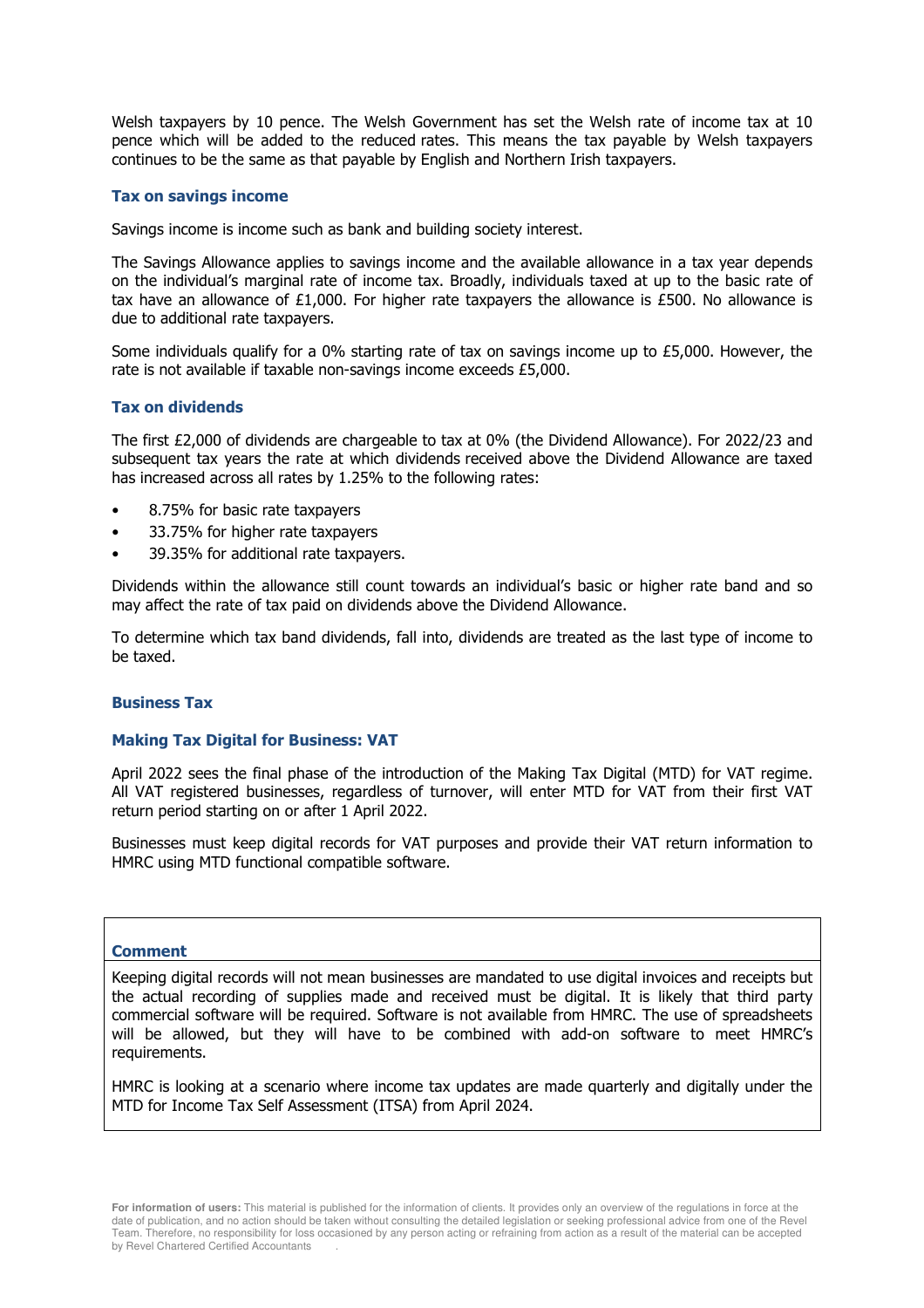Welsh taxpayers by 10 pence. The Welsh Government has set the Welsh rate of income tax at 10 pence which will be added to the reduced rates. This means the tax payable by Welsh taxpayers continues to be the same as that payable by English and Northern Irish taxpayers.

### Tax on savings income

Savings income is income such as bank and building society interest.

The Savings Allowance applies to savings income and the available allowance in a tax year depends on the individual's marginal rate of income tax. Broadly, individuals taxed at up to the basic rate of tax have an allowance of £1,000. For higher rate taxpayers the allowance is £500. No allowance is due to additional rate taxpayers.

Some individuals qualify for a 0% starting rate of tax on savings income up to £5,000. However, the rate is not available if taxable non-savings income exceeds £5,000.

### Tax on dividends

The first £2,000 of dividends are chargeable to tax at 0% (the Dividend Allowance). For 2022/23 and subsequent tax years the rate at which dividends received above the Dividend Allowance are taxed has increased across all rates by 1.25% to the following rates:

- 8.75% for basic rate taxpayers
- 33.75% for higher rate taxpayers
- 39.35% for additional rate taxpayers.

Dividends within the allowance still count towards an individual's basic or higher rate band and so may affect the rate of tax paid on dividends above the Dividend Allowance.

To determine which tax band dividends, fall into, dividends are treated as the last type of income to be taxed.

## Business Tax

### Making Tax Digital for Business: VAT

April 2022 sees the final phase of the introduction of the Making Tax Digital (MTD) for VAT regime. All VAT registered businesses, regardless of turnover, will enter MTD for VAT from their first VAT return period starting on or after 1 April 2022.

Businesses must keep digital records for VAT purposes and provide their VAT return information to HMRC using MTD functional compatible software.

> **Comment**
>
> Keeping digital records will not mean businesses are mandated to use digital invoices and receipts but the actual recording of supplies made and received must be digital. It is likely that third party commercial software will be required. Software is not available from HMRC. The use of spreadsheets will be allowed, but they will have to be combined with add-on software to meet HMRC's requirements.
>
> HMRC is looking at a scenario where income tax updates are made quarterly and digitally under the MTD for Income Tax Self Assessment (ITSA) from April 2024.

**For information of users:** This material is published for the information of clients. It provides only an overview of the regulations in force at the date of publication, and no action should be taken without consulting the detailed legislation or seeking professional advice from one of the Revel Team. Therefore, no responsibility for loss occasioned by any person acting or refraining from action as a result of the material can be accepted by Revel Chartered Certified Accountants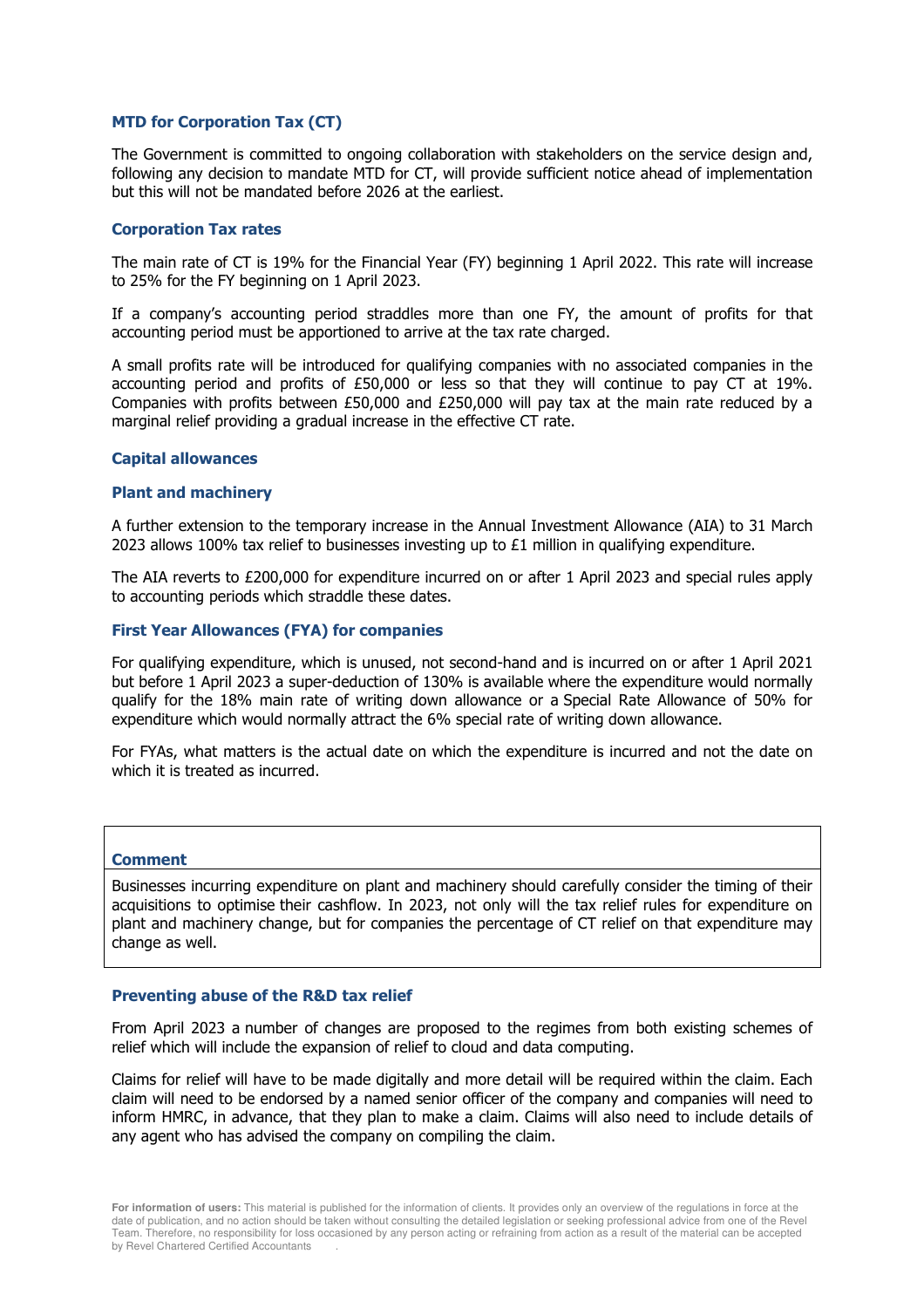## MTD for Corporation Tax (CT)

The Government is committed to ongoing collaboration with stakeholders on the service design and, following any decision to mandate MTD for CT, will provide sufficient notice ahead of implementation but this will not be mandated before 2026 at the earliest.

## Corporation Tax rates

The main rate of CT is 19% for the Financial Year (FY) beginning 1 April 2022. This rate will increase to 25% for the FY beginning on 1 April 2023.

If a company's accounting period straddles more than one FY, the amount of profits for that accounting period must be apportioned to arrive at the tax rate charged.

A small profits rate will be introduced for qualifying companies with no associated companies in the accounting period and profits of £50,000 or less so that they will continue to pay CT at 19%. Companies with profits between £50,000 and £250,000 will pay tax at the main rate reduced by a marginal relief providing a gradual increase in the effective CT rate.

## Capital allowances

### Plant and machinery

A further extension to the temporary increase in the Annual Investment Allowance (AIA) to 31 March 2023 allows 100% tax relief to businesses investing up to £1 million in qualifying expenditure.

The AIA reverts to £200,000 for expenditure incurred on or after 1 April 2023 and special rules apply to accounting periods which straddle these dates.

### First Year Allowances (FYA) for companies

For qualifying expenditure, which is unused, not second-hand and is incurred on or after 1 April 2021 but before 1 April 2023 a super-deduction of 130% is available where the expenditure would normally qualify for the 18% main rate of writing down allowance or a Special Rate Allowance of 50% for expenditure which would normally attract the 6% special rate of writing down allowance.

For FYAs, what matters is the actual date on which the expenditure is incurred and not the date on which it is treated as incurred.

> **Comment**
>
> Businesses incurring expenditure on plant and machinery should carefully consider the timing of their acquisitions to optimise their cashflow. In 2023, not only will the tax relief rules for expenditure on plant and machinery change, but for companies the percentage of CT relief on that expenditure may change as well.

## Preventing abuse of the R&D tax relief

From April 2023 a number of changes are proposed to the regimes from both existing schemes of relief which will include the expansion of relief to cloud and data computing.

Claims for relief will have to be made digitally and more detail will be required within the claim. Each claim will need to be endorsed by a named senior officer of the company and companies will need to inform HMRC, in advance, that they plan to make a claim. Claims will also need to include details of any agent who has advised the company on compiling the claim.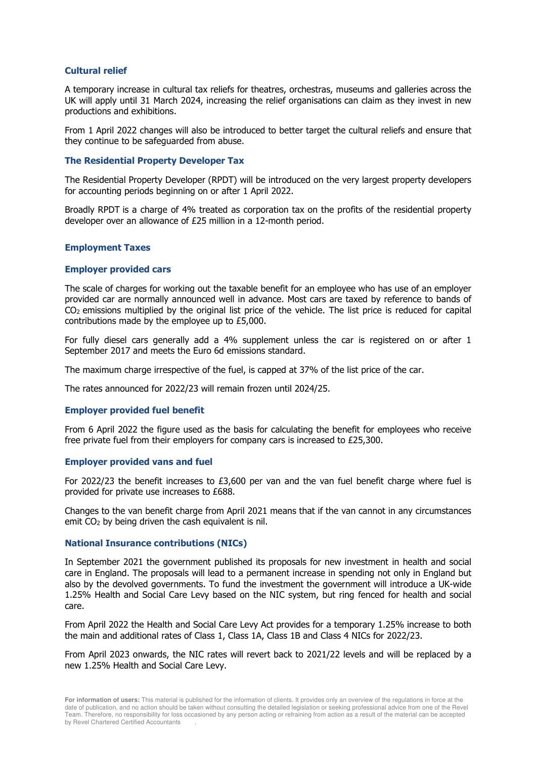### Cultural relief

A temporary increase in cultural tax reliefs for theatres, orchestras, museums and galleries across the UK will apply until 31 March 2024, increasing the relief organisations can claim as they invest in new productions and exhibitions.

From 1 April 2022 changes will also be introduced to better target the cultural reliefs and ensure that they continue to be safeguarded from abuse.

### The Residential Property Developer Tax

The Residential Property Developer (RPDT) will be introduced on the very largest property developers for accounting periods beginning on or after 1 April 2022.

Broadly RPDT is a charge of 4% treated as corporation tax on the profits of the residential property developer over an allowance of £25 million in a 12-month period.

## Employment Taxes

### Employer provided cars

The scale of charges for working out the taxable benefit for an employee who has use of an employer provided car are normally announced well in advance. Most cars are taxed by reference to bands of $CO_2$ emissions multiplied by the original list price of the vehicle. The list price is reduced for capital contributions made by the employee up to £5,000.

For fully diesel cars generally add a 4% supplement unless the car is registered on or after 1 September 2017 and meets the Euro 6d emissions standard.

The maximum charge irrespective of the fuel, is capped at 37% of the list price of the car.

The rates announced for 2022/23 will remain frozen until 2024/25.

### Employer provided fuel benefit

From 6 April 2022 the figure used as the basis for calculating the benefit for employees who receive free private fuel from their employers for company cars is increased to £25,300.

### Employer provided vans and fuel

For 2022/23 the benefit increases to £3,600 per van and the van fuel benefit charge where fuel is provided for private use increases to £688.

Changes to the van benefit charge from April 2021 means that if the van cannot in any circumstances emit $CO_2$ by being driven the cash equivalent is nil.

### National Insurance contributions (NICs)

In September 2021 the government published its proposals for new investment in health and social care in England. The proposals will lead to a permanent increase in spending not only in England but also by the devolved governments. To fund the investment the government will introduce a UK-wide 1.25% Health and Social Care Levy based on the NIC system, but ring fenced for health and social care.

From April 2022 the Health and Social Care Levy Act provides for a temporary 1.25% increase to both the main and additional rates of Class 1, Class 1A, Class 1B and Class 4 NICs for 2022/23.

From April 2023 onwards, the NIC rates will revert back to 2021/22 levels and will be replaced by a new 1.25% Health and Social Care Levy.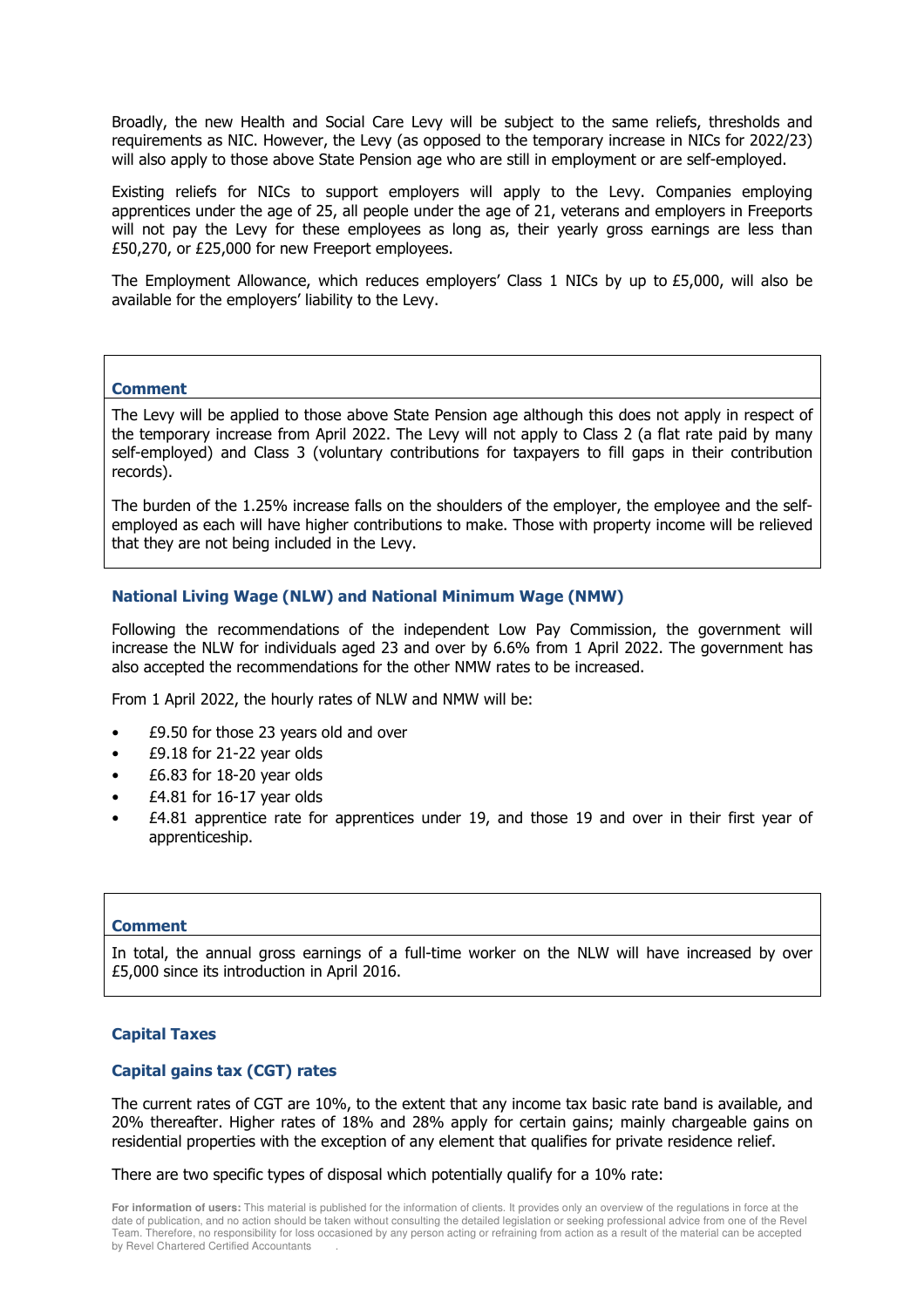Broadly, the new Health and Social Care Levy will be subject to the same reliefs, thresholds and requirements as NIC. However, the Levy (as opposed to the temporary increase in NICs for 2022/23) will also apply to those above State Pension age who are still in employment or are self-employed.

Existing reliefs for NICs to support employers will apply to the Levy. Companies employing apprentices under the age of 25, all people under the age of 21, veterans and employers in Freeports will not pay the Levy for these employees as long as, their yearly gross earnings are less than £50,270, or £25,000 for new Freeport employees.

The Employment Allowance, which reduces employers' Class 1 NICs by up to £5,000, will also be available for the employers' liability to the Levy.

**Comment**

The Levy will be applied to those above State Pension age although this does not apply in respect of the temporary increase from April 2022. The Levy will not apply to Class 2 (a flat rate paid by many self-employed) and Class 3 (voluntary contributions for taxpayers to fill gaps in their contribution records).

The burden of the 1.25% increase falls on the shoulders of the employer, the employee and the self-employed as each will have higher contributions to make. Those with property income will be relieved that they are not being included in the Levy.

### National Living Wage (NLW) and National Minimum Wage (NMW)

Following the recommendations of the independent Low Pay Commission, the government will increase the NLW for individuals aged 23 and over by 6.6% from 1 April 2022. The government has also accepted the recommendations for the other NMW rates to be increased.

From 1 April 2022, the hourly rates of NLW and NMW will be:

- £9.50 for those 23 years old and over
- £9.18 for 21-22 year olds
- £6.83 for 18-20 year olds
- £4.81 for 16-17 year olds
- £4.81 apprentice rate for apprentices under 19, and those 19 and over in their first year of apprenticeship.

**Comment**

In total, the annual gross earnings of a full-time worker on the NLW will have increased by over £5,000 since its introduction in April 2016.

## Capital Taxes

### Capital gains tax (CGT) rates

The current rates of CGT are 10%, to the extent that any income tax basic rate band is available, and 20% thereafter. Higher rates of 18% and 28% apply for certain gains; mainly chargeable gains on residential properties with the exception of any element that qualifies for private residence relief.

There are two specific types of disposal which potentially qualify for a 10% rate:

**For information of users:** This material is published for the information of clients. It provides only an overview of the regulations in force at the date of publication, and no action should be taken without consulting the detailed legislation or seeking professional advice from one of the Revel Team. Therefore, no responsibility for loss occasioned by any person acting or refraining from action as a result of the material can be accepted by Revel Chartered Certified Accountants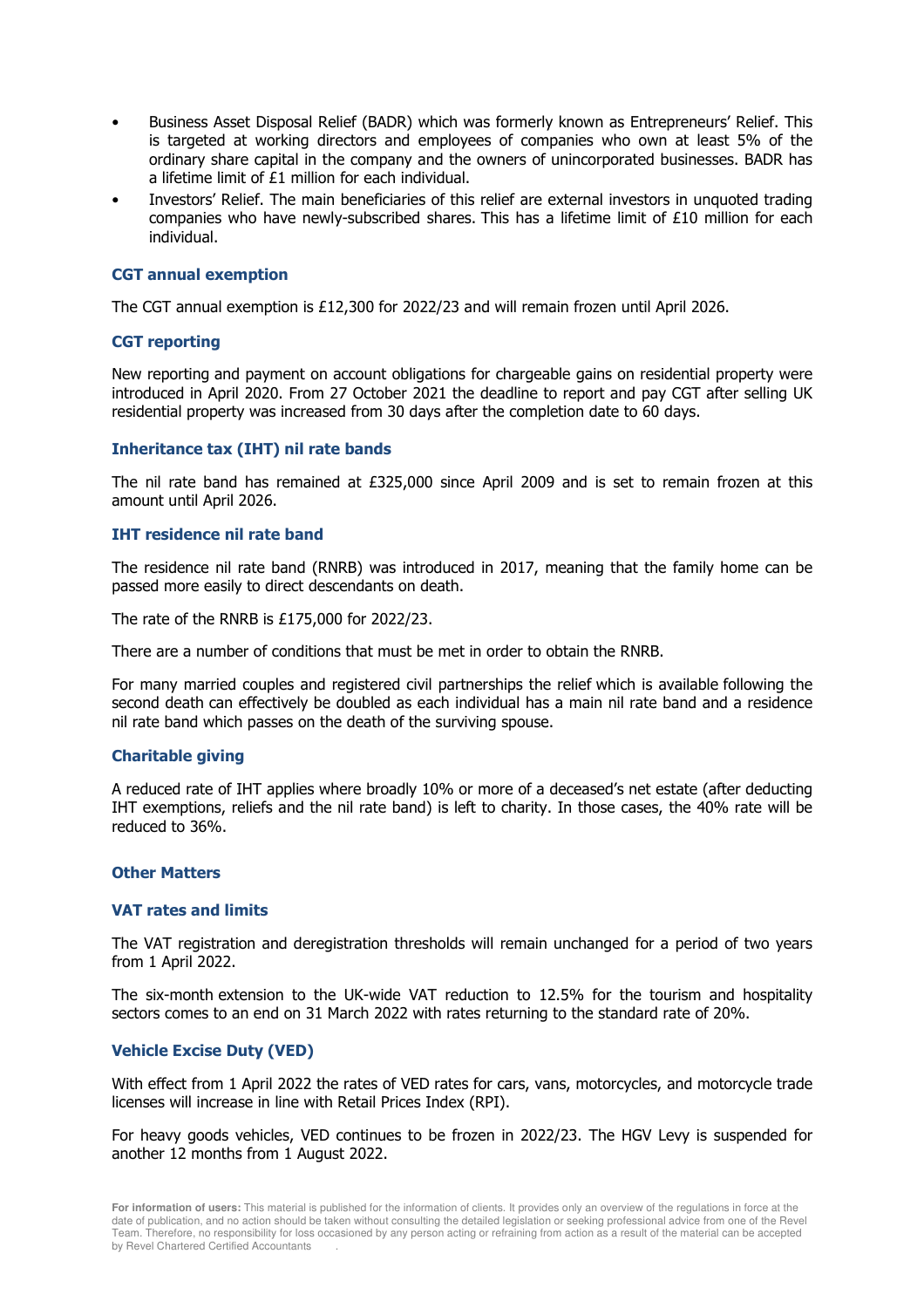- Business Asset Disposal Relief (BADR) which was formerly known as Entrepreneurs' Relief. This is targeted at working directors and employees of companies who own at least 5% of the ordinary share capital in the company and the owners of unincorporated businesses. BADR has a lifetime limit of £1 million for each individual.
- Investors' Relief. The main beneficiaries of this relief are external investors in unquoted trading companies who have newly-subscribed shares. This has a lifetime limit of £10 million for each individual.

### CGT annual exemption

The CGT annual exemption is £12,300 for 2022/23 and will remain frozen until April 2026.

### CGT reporting

New reporting and payment on account obligations for chargeable gains on residential property were introduced in April 2020. From 27 October 2021 the deadline to report and pay CGT after selling UK residential property was increased from 30 days after the completion date to 60 days.

### Inheritance tax (IHT) nil rate bands

The nil rate band has remained at £325,000 since April 2009 and is set to remain frozen at this amount until April 2026.

### IHT residence nil rate band

The residence nil rate band (RNRB) was introduced in 2017, meaning that the family home can be passed more easily to direct descendants on death.

The rate of the RNRB is £175,000 for 2022/23.

There are a number of conditions that must be met in order to obtain the RNRB.

For many married couples and registered civil partnerships the relief which is available following the second death can effectively be doubled as each individual has a main nil rate band and a residence nil rate band which passes on the death of the surviving spouse.

### Charitable giving

A reduced rate of IHT applies where broadly 10% or more of a deceased's net estate (after deducting IHT exemptions, reliefs and the nil rate band) is left to charity. In those cases, the 40% rate will be reduced to 36%.

## Other Matters

### VAT rates and limits

The VAT registration and deregistration thresholds will remain unchanged for a period of two years from 1 April 2022.

The six-month extension to the UK-wide VAT reduction to 12.5% for the tourism and hospitality sectors comes to an end on 31 March 2022 with rates returning to the standard rate of 20%.

### Vehicle Excise Duty (VED)

With effect from 1 April 2022 the rates of VED rates for cars, vans, motorcycles, and motorcycle trade licenses will increase in line with Retail Prices Index (RPI).

For heavy goods vehicles, VED continues to be frozen in 2022/23. The HGV Levy is suspended for another 12 months from 1 August 2022.

**For information of users:** This material is published for the information of clients. It provides only an overview of the regulations in force at the date of publication, and no action should be taken without consulting the detailed legislation or seeking professional advice from one of the Revel Team. Therefore, no responsibility for loss occasioned by any person acting or refraining from action as a result of the material can be accepted by Revel Chartered Certified Accountants .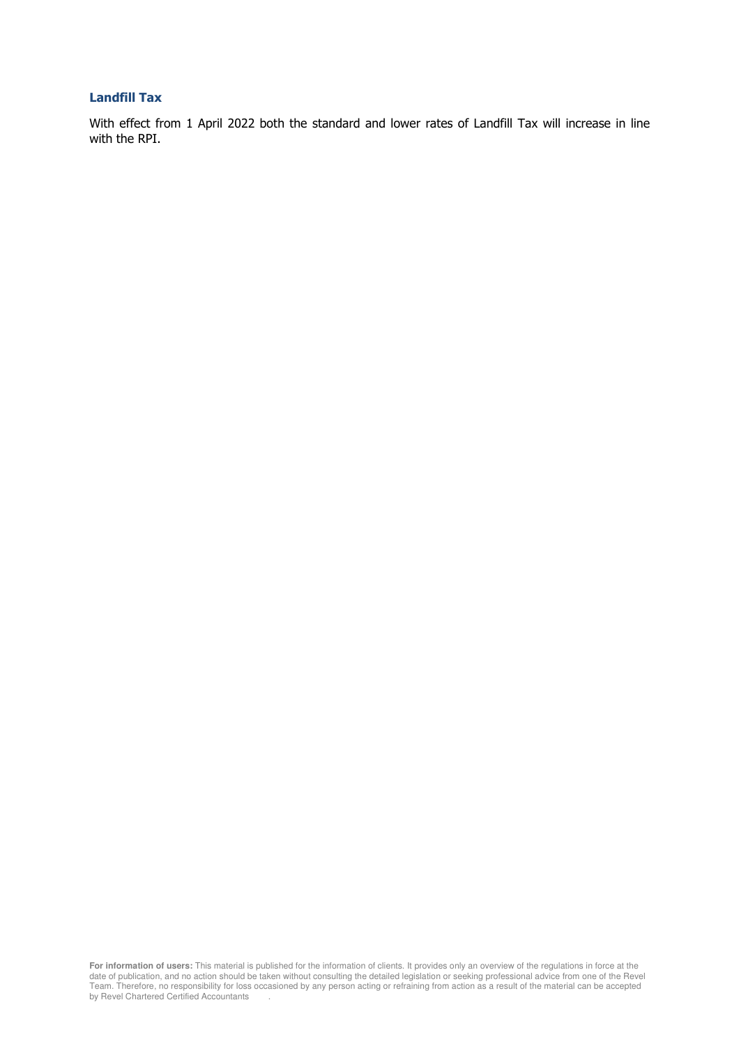### Landfill Tax

With effect from 1 April 2022 both the standard and lower rates of Landfill Tax will increase in line with the RPI.

**For information of users:** This material is published for the information of clients. It provides only an overview of the regulations in force at the date of publication, and no action should be taken without consulting the detailed legislation or seeking professional advice from one of the Revel Team. Therefore, no responsibility for loss occasioned by any person acting or refraining from action as a result of the material can be accepted by Revel Chartered Certified Accountants .